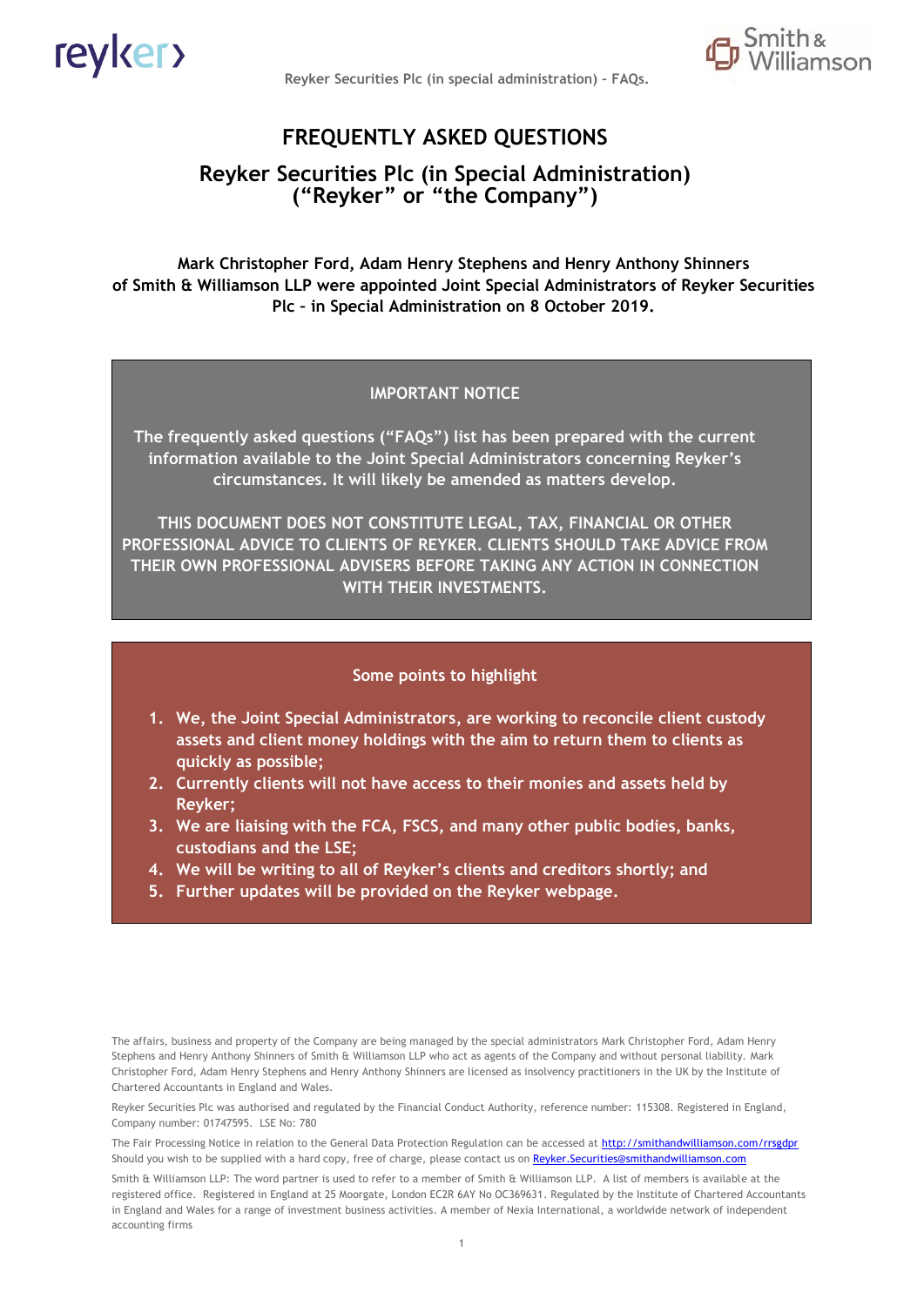# FREQUENTLY ASKED QUESTIONS

## Reyker Securities Plc (in Special Administration) ("Reyker" or "the Company")

**Mark Christopher Ford, Adam Henry Stephens and Henry Anthony Shinners of Smith & Williamson LLP were appointed Joint Special Administrators of Reyker Securities Plc – in Special Administration on 8 October 2019.**

**IMPORTANT NOTICE**

**The frequently asked questions ("FAQs") list has been prepared with the current information available to the Joint Special Administrators concerning Reyker's circumstances. It will likely be amended as matters develop.**

**THIS DOCUMENT DOES NOT CONSTITUTE LEGAL, TAX, FINANCIAL OR OTHER PROFESSIONAL ADVICE TO CLIENTS OF REYKER. CLIENTS SHOULD TAKE ADVICE FROM THEIR OWN PROFESSIONAL ADVISERS BEFORE TAKING ANY ACTION IN CONNECTION WITH THEIR INVESTMENTS.**

**Some points to highlight**

1. **We, the Joint Special Administrators, are working to reconcile client custody assets and client money holdings with the aim to return them to clients as quickly as possible;**
2. **Currently clients will not have access to their monies and assets held by Reyker;**
3. **We are liaising with the FCA, FSCS, and many other public bodies, banks, custodians and the LSE;**
4. **We will be writing to all of Reyker's clients and creditors shortly; and**
5. **Further updates will be provided on the Reyker webpage.**

The affairs, business and property of the Company are being managed by the special administrators Mark Christopher Ford, Adam Henry Stephens and Henry Anthony Shinners of Smith & Williamson LLP who act as agents of the Company and without personal liability. Mark Christopher Ford, Adam Henry Stephens and Henry Anthony Shinners are licensed as insolvency practitioners in the UK by the Institute of Chartered Accountants in England and Wales.

Reyker Securities Plc was authorised and regulated by the Financial Conduct Authority, reference number: 115308. Registered in England, Company number: 01747595. LSE No: 780

The Fair Processing Notice in relation to the General Data Protection Regulation can be accessed at http://smithandwilliamson.com/rrsgdpr Should you wish to be supplied with a hard copy, free of charge, please contact us on Reyker.Securities@smithandwilliamson.com

Smith & Williamson LLP: The word partner is used to refer to a member of Smith & Williamson LLP. A list of members is available at the registered office. Registered in England at 25 Moorgate, London EC2R 6AY No OC369631. Regulated by the Institute of Chartered Accountants in England and Wales for a range of investment business activities. A member of Nexia International, a worldwide network of independent accounting firms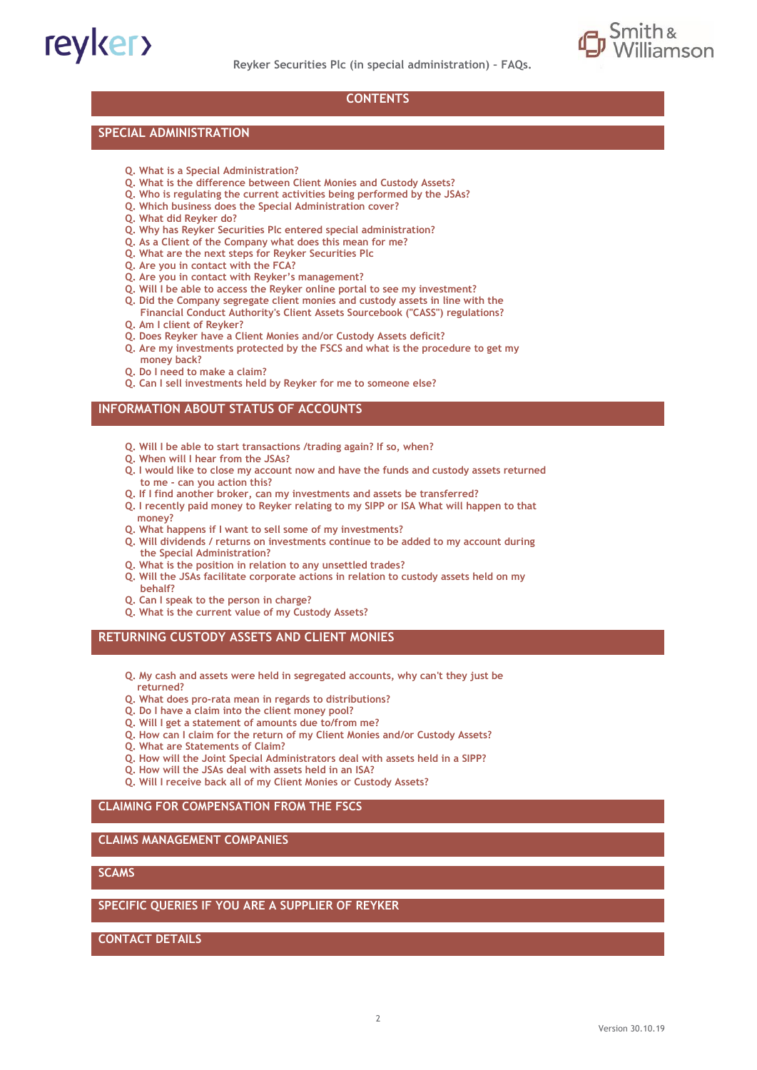# CONTENTS

## SPECIAL ADMINISTRATION

- Q. What is a Special Administration?
- Q. What is the difference between Client Monies and Custody Assets?
- Q. Who is regulating the current activities being performed by the JSAs?
- Q. Which business does the Special Administration cover?
- Q. What did Reyker do?
- Q. Why has Reyker Securities Plc entered special administration?
- Q. As a Client of the Company what does this mean for me?
- Q. What are the next steps for Reyker Securities Plc
- Q. Are you in contact with the FCA?
- Q. Are you in contact with Reyker's management?
- Q. Will I be able to access the Reyker online portal to see my investment?
- Q. Did the Company segregate client monies and custody assets in line with the Financial Conduct Authority's Client Assets Sourcebook ("CASS") regulations?
- Q. Am I client of Reyker?
- Q. Does Reyker have a Client Monies and/or Custody Assets deficit?
- Q. Are my investments protected by the FSCS and what is the procedure to get my money back?
- Q. Do I need to make a claim?
- Q. Can I sell investments held by Reyker for me to someone else?

## INFORMATION ABOUT STATUS OF ACCOUNTS

- Q. Will I be able to start transactions /trading again? If so, when?
- Q. When will I hear from the JSAs?
- Q. I would like to close my account now and have the funds and custody assets returned to me - can you action this?
- Q. If I find another broker, can my investments and assets be transferred?
- Q. I recently paid money to Reyker relating to my SIPP or ISA What will happen to that money?
- Q. What happens if I want to sell some of my investments?
- Q. Will dividends / returns on investments continue to be added to my account during the Special Administration?
- Q. What is the position in relation to any unsettled trades?
- Q. Will the JSAs facilitate corporate actions in relation to custody assets held on my behalf?
- Q. Can I speak to the person in charge?
- Q. What is the current value of my Custody Assets?

## RETURNING CUSTODY ASSETS AND CLIENT MONIES

- Q. My cash and assets were held in segregated accounts, why can't they just be returned?
- Q. What does pro-rata mean in regards to distributions?
- Q. Do I have a claim into the client money pool?
- Q. Will I get a statement of amounts due to/from me?
- Q. How can I claim for the return of my Client Monies and/or Custody Assets?
- Q. What are Statements of Claim?
- Q. How will the Joint Special Administrators deal with assets held in a SIPP?
- Q. How will the JSAs deal with assets held in an ISA?
- Q. Will I receive back all of my Client Monies or Custody Assets?

## CLAIMING FOR COMPENSATION FROM THE FSCS

## CLAIMS MANAGEMENT COMPANIES

## SCAMS

## SPECIFIC QUERIES IF YOU ARE A SUPPLIER OF REYKER

## CONTACT DETAILS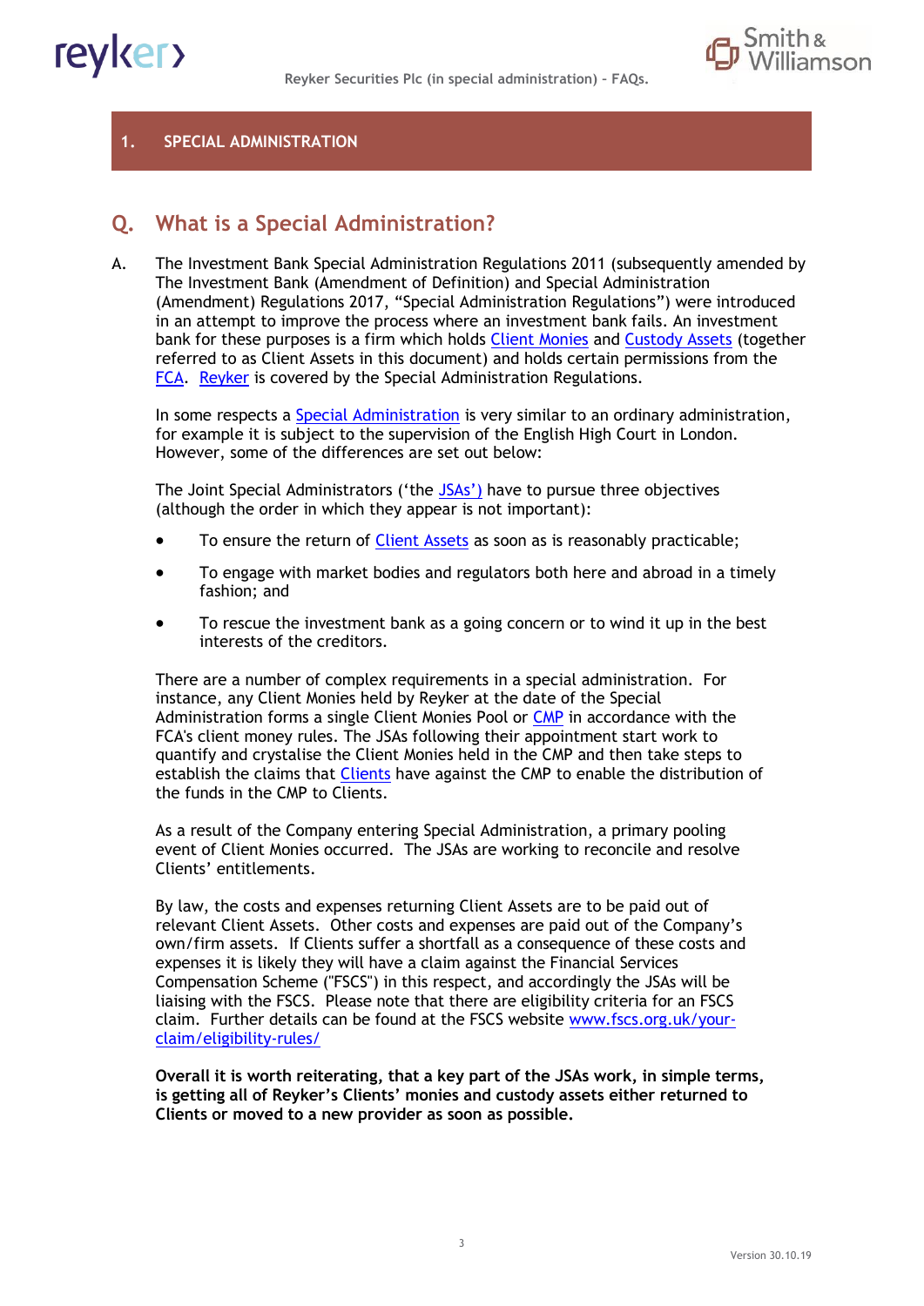## 1. SPECIAL ADMINISTRATION

### Q. What is a Special Administration?

A. The Investment Bank Special Administration Regulations 2011 (subsequently amended by The Investment Bank (Amendment of Definition) and Special Administration (Amendment) Regulations 2017, "Special Administration Regulations") were introduced in an attempt to improve the process where an investment bank fails. An investment bank for these purposes is a firm which holds Client Monies and Custody Assets (together referred to as Client Assets in this document) and holds certain permissions from the FCA. Reyker is covered by the Special Administration Regulations.

In some respects a Special Administration is very similar to an ordinary administration, for example it is subject to the supervision of the English High Court in London. However, some of the differences are set out below:

The Joint Special Administrators ('the JSAs') have to pursue three objectives (although the order in which they appear is not important):

- To ensure the return of Client Assets as soon as is reasonably practicable;
- To engage with market bodies and regulators both here and abroad in a timely fashion; and
- To rescue the investment bank as a going concern or to wind it up in the best interests of the creditors.

There are a number of complex requirements in a special administration. For instance, any Client Monies held by Reyker at the date of the Special Administration forms a single Client Monies Pool or CMP in accordance with the FCA's client money rules. The JSAs following their appointment start work to quantify and crystalise the Client Monies held in the CMP and then take steps to establish the claims that Clients have against the CMP to enable the distribution of the funds in the CMP to Clients.

As a result of the Company entering Special Administration, a primary pooling event of Client Monies occurred. The JSAs are working to reconcile and resolve Clients' entitlements.

By law, the costs and expenses returning Client Assets are to be paid out of relevant Client Assets. Other costs and expenses are paid out of the Company's own/firm assets. If Clients suffer a shortfall as a consequence of these costs and expenses it is likely they will have a claim against the Financial Services Compensation Scheme ("FSCS") in this respect, and accordingly the JSAs will be liaising with the FSCS. Please note that there are eligibility criteria for an FSCS claim. Further details can be found at the FSCS website www.fscs.org.uk/your-claim/eligibility-rules/

**Overall it is worth reiterating, that a key part of the JSAs work, in simple terms, is getting all of Reyker's Clients' monies and custody assets either returned to Clients or moved to a new provider as soon as possible.**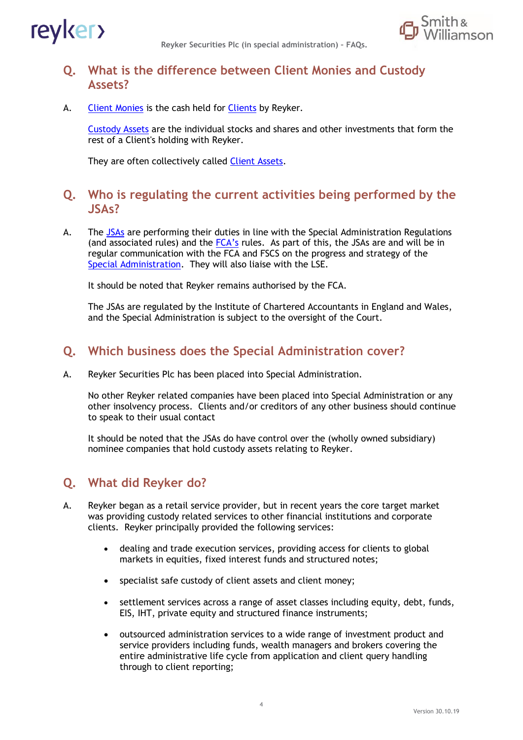## Q. What is the difference between Client Monies and Custody Assets?

A. Client Monies is the cash held for Clients by Reyker.

Custody Assets are the individual stocks and shares and other investments that form the rest of a Client's holding with Reyker.

They are often collectively called Client Assets.

## Q. Who is regulating the current activities being performed by the JSAs?

A. The JSAs are performing their duties in line with the Special Administration Regulations (and associated rules) and the FCA's rules. As part of this, the JSAs are and will be in regular communication with the FCA and FSCS on the progress and strategy of the Special Administration. They will also liaise with the LSE.

It should be noted that Reyker remains authorised by the FCA.

The JSAs are regulated by the Institute of Chartered Accountants in England and Wales, and the Special Administration is subject to the oversight of the Court.

## Q. Which business does the Special Administration cover?

A. Reyker Securities Plc has been placed into Special Administration.

No other Reyker related companies have been placed into Special Administration or any other insolvency process. Clients and/or creditors of any other business should continue to speak to their usual contact

It should be noted that the JSAs do have control over the (wholly owned subsidiary) nominee companies that hold custody assets relating to Reyker.

## Q. What did Reyker do?

A. Reyker began as a retail service provider, but in recent years the core target market was providing custody related services to other financial institutions and corporate clients. Reyker principally provided the following services:

- dealing and trade execution services, providing access for clients to global markets in equities, fixed interest funds and structured notes;
- specialist safe custody of client assets and client money;
- settlement services across a range of asset classes including equity, debt, funds, EIS, IHT, private equity and structured finance instruments;
- outsourced administration services to a wide range of investment product and service providers including funds, wealth managers and brokers covering the entire administrative life cycle from application and client query handling through to client reporting;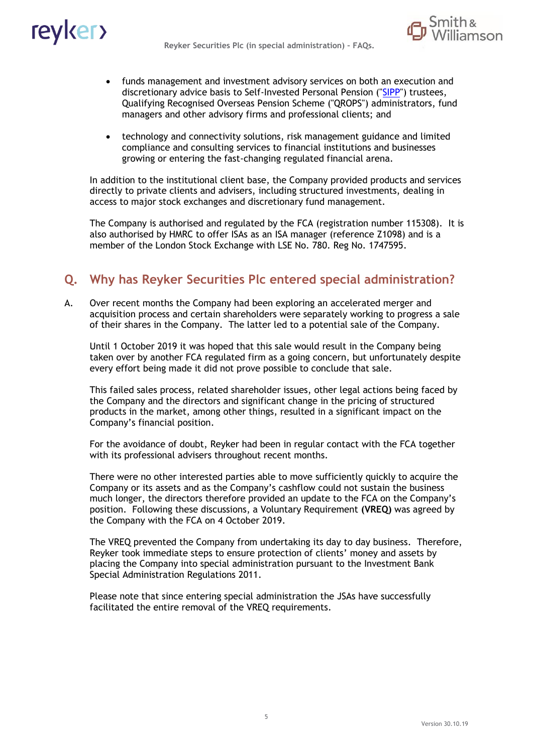- funds management and investment advisory services on both an execution and discretionary advice basis to Self-Invested Personal Pension ("SIPP") trustees, Qualifying Recognised Overseas Pension Scheme ("QROPS") administrators, fund managers and other advisory firms and professional clients; and

- technology and connectivity solutions, risk management guidance and limited compliance and consulting services to financial institutions and businesses growing or entering the fast-changing regulated financial arena.

In addition to the institutional client base, the Company provided products and services directly to private clients and advisers, including structured investments, dealing in access to major stock exchanges and discretionary fund management.

The Company is authorised and regulated by the FCA (registration number 115308). It is also authorised by HMRC to offer ISAs as an ISA manager (reference Z1098) and is a member of the London Stock Exchange with LSE No. 780. Reg No. 1747595.

## Q. Why has Reyker Securities Plc entered special administration?

A. Over recent months the Company had been exploring an accelerated merger and acquisition process and certain shareholders were separately working to progress a sale of their shares in the Company. The latter led to a potential sale of the Company.

Until 1 October 2019 it was hoped that this sale would result in the Company being taken over by another FCA regulated firm as a going concern, but unfortunately despite every effort being made it did not prove possible to conclude that sale.

This failed sales process, related shareholder issues, other legal actions being faced by the Company and the directors and significant change in the pricing of structured products in the market, among other things, resulted in a significant impact on the Company's financial position.

For the avoidance of doubt, Reyker had been in regular contact with the FCA together with its professional advisers throughout recent months.

There were no other interested parties able to move sufficiently quickly to acquire the Company or its assets and as the Company's cashflow could not sustain the business much longer, the directors therefore provided an update to the FCA on the Company's position. Following these discussions, a Voluntary Requirement **(VREQ)** was agreed by the Company with the FCA on 4 October 2019.

The VREQ prevented the Company from undertaking its day to day business. Therefore, Reyker took immediate steps to ensure protection of clients' money and assets by placing the Company into special administration pursuant to the Investment Bank Special Administration Regulations 2011.

Please note that since entering special administration the JSAs have successfully facilitated the entire removal of the VREQ requirements.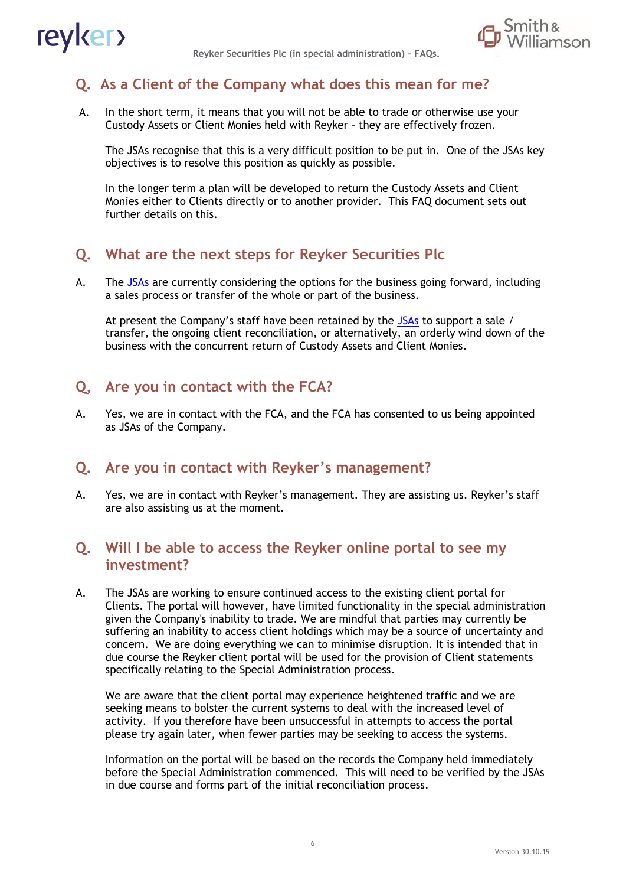## Q. As a Client of the Company what does this mean for me?

A. In the short term, it means that you will not be able to trade or otherwise use your Custody Assets or Client Monies held with Reyker – they are effectively frozen.

The JSAs recognise that this is a very difficult position to be put in. One of the JSAs key objectives is to resolve this position as quickly as possible.

In the longer term a plan will be developed to return the Custody Assets and Client Monies either to Clients directly or to another provider. This FAQ document sets out further details on this.

## Q. What are the next steps for Reyker Securities Plc

A. The JSAs are currently considering the options for the business going forward, including a sales process or transfer of the whole or part of the business.

At present the Company's staff have been retained by the JSAs to support a sale / transfer, the ongoing client reconciliation, or alternatively, an orderly wind down of the business with the concurrent return of Custody Assets and Client Monies.

## Q, Are you in contact with the FCA?

A. Yes, we are in contact with the FCA, and the FCA has consented to us being appointed as JSAs of the Company.

## Q. Are you in contact with Reyker's management?

A. Yes, we are in contact with Reyker's management. They are assisting us. Reyker's staff are also assisting us at the moment.

## Q. Will I be able to access the Reyker online portal to see my investment?

A. The JSAs are working to ensure continued access to the existing client portal for Clients. The portal will however, have limited functionality in the special administration given the Company's inability to trade. We are mindful that parties may currently be suffering an inability to access client holdings which may be a source of uncertainty and concern. We are doing everything we can to minimise disruption. It is intended that in due course the Reyker client portal will be used for the provision of Client statements specifically relating to the Special Administration process.

We are aware that the client portal may experience heightened traffic and we are seeking means to bolster the current systems to deal with the increased level of activity. If you therefore have been unsuccessful in attempts to access the portal please try again later, when fewer parties may be seeking to access the systems.

Information on the portal will be based on the records the Company held immediately before the Special Administration commenced. This will need to be verified by the JSAs in due course and forms part of the initial reconciliation process.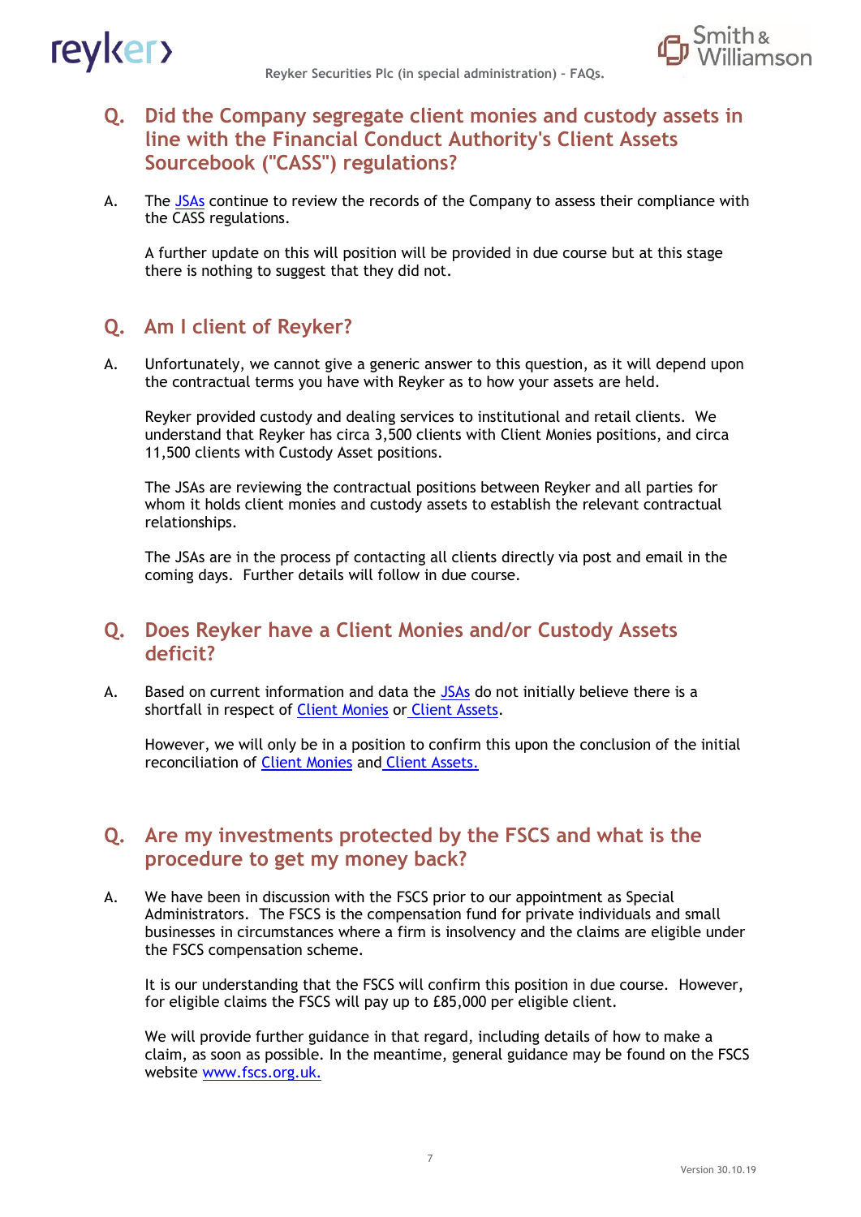## Q. Did the Company segregate client monies and custody assets in line with the Financial Conduct Authority's Client Assets Sourcebook ("CASS") regulations?

A. The JSAs continue to review the records of the Company to assess their compliance with the CASS regulations.

A further update on this will position will be provided in due course but at this stage there is nothing to suggest that they did not.

## Q. Am I client of Reyker?

A. Unfortunately, we cannot give a generic answer to this question, as it will depend upon the contractual terms you have with Reyker as to how your assets are held.

Reyker provided custody and dealing services to institutional and retail clients. We understand that Reyker has circa 3,500 clients with Client Monies positions, and circa 11,500 clients with Custody Asset positions.

The JSAs are reviewing the contractual positions between Reyker and all parties for whom it holds client monies and custody assets to establish the relevant contractual relationships.

The JSAs are in the process pf contacting all clients directly via post and email in the coming days. Further details will follow in due course.

## Q. Does Reyker have a Client Monies and/or Custody Assets deficit?

A. Based on current information and data the JSAs do not initially believe there is a shortfall in respect of Client Monies or Client Assets.

However, we will only be in a position to confirm this upon the conclusion of the initial reconciliation of Client Monies and Client Assets.

## Q. Are my investments protected by the FSCS and what is the procedure to get my money back?

A. We have been in discussion with the FSCS prior to our appointment as Special Administrators. The FSCS is the compensation fund for private individuals and small businesses in circumstances where a firm is insolvency and the claims are eligible under the FSCS compensation scheme.

It is our understanding that the FSCS will confirm this position in due course. However, for eligible claims the FSCS will pay up to £85,000 per eligible client.

We will provide further guidance in that regard, including details of how to make a claim, as soon as possible. In the meantime, general guidance may be found on the FSCS website www.fscs.org.uk.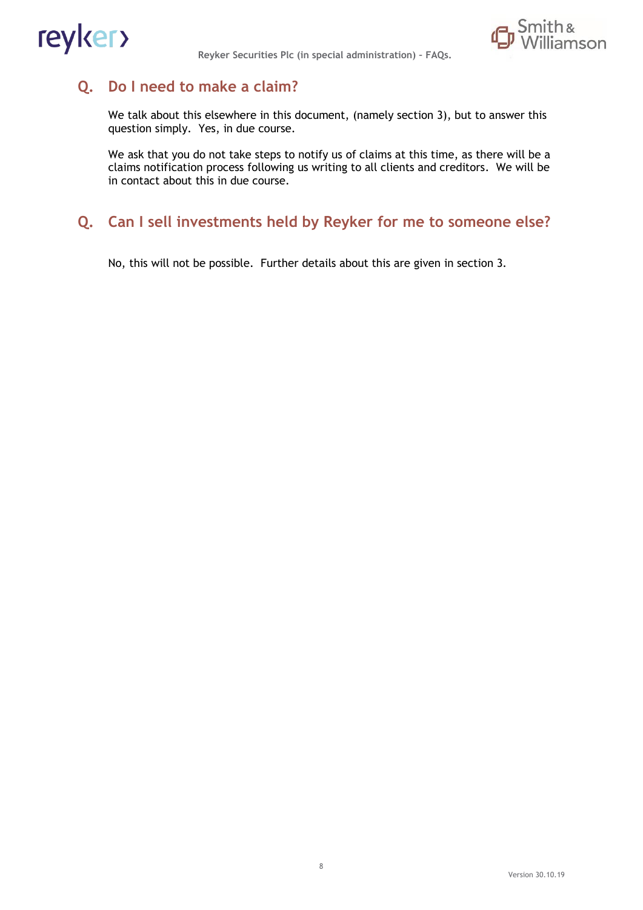## Q. Do I need to make a claim?

We talk about this elsewhere in this document, (namely section 3), but to answer this question simply. Yes, in due course.

We ask that you do not take steps to notify us of claims at this time, as there will be a claims notification process following us writing to all clients and creditors. We will be in contact about this in due course.

## Q. Can I sell investments held by Reyker for me to someone else?

No, this will not be possible. Further details about this are given in section 3.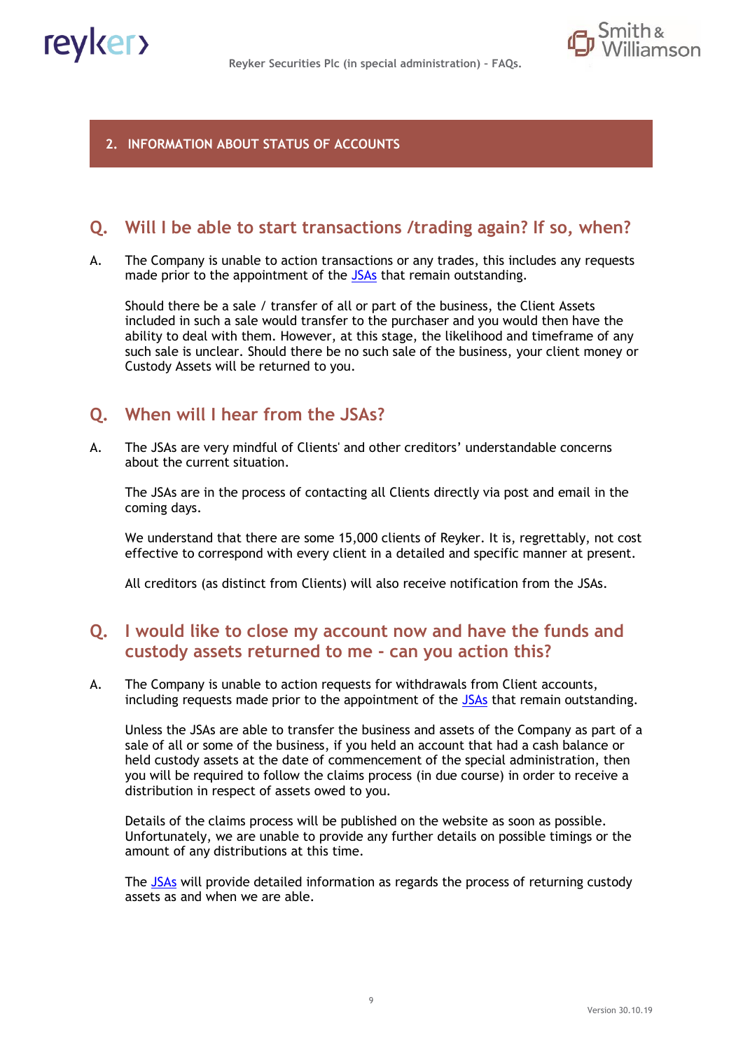## 2. INFORMATION ABOUT STATUS OF ACCOUNTS

### Q. Will I be able to start transactions /trading again? If so, when?

A. The Company is unable to action transactions or any trades, this includes any requests made prior to the appointment of the JSAs that remain outstanding.

Should there be a sale / transfer of all or part of the business, the Client Assets included in such a sale would transfer to the purchaser and you would then have the ability to deal with them. However, at this stage, the likelihood and timeframe of any such sale is unclear. Should there be no such sale of the business, your client money or Custody Assets will be returned to you.

### Q. When will I hear from the JSAs?

A. The JSAs are very mindful of Clients' and other creditors' understandable concerns about the current situation.

The JSAs are in the process of contacting all Clients directly via post and email in the coming days.

We understand that there are some 15,000 clients of Reyker. It is, regrettably, not cost effective to correspond with every client in a detailed and specific manner at present.

All creditors (as distinct from Clients) will also receive notification from the JSAs.

### Q. I would like to close my account now and have the funds and custody assets returned to me - can you action this?

A. The Company is unable to action requests for withdrawals from Client accounts, including requests made prior to the appointment of the JSAs that remain outstanding.

Unless the JSAs are able to transfer the business and assets of the Company as part of a sale of all or some of the business, if you held an account that had a cash balance or held custody assets at the date of commencement of the special administration, then you will be required to follow the claims process (in due course) in order to receive a distribution in respect of assets owed to you.

Details of the claims process will be published on the website as soon as possible. Unfortunately, we are unable to provide any further details on possible timings or the amount of any distributions at this time.

The JSAs will provide detailed information as regards the process of returning custody assets as and when we are able.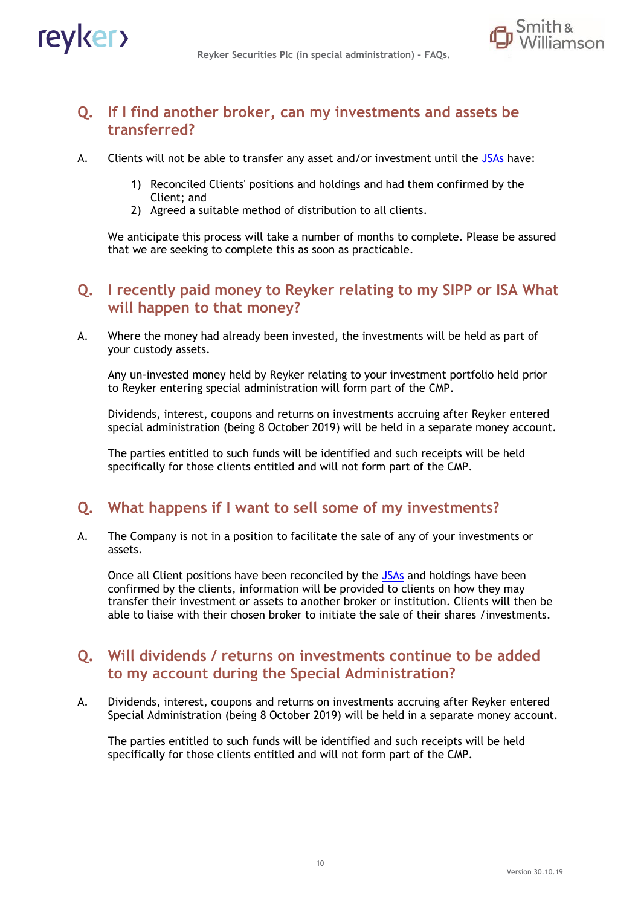## Q. If I find another broker, can my investments and assets be transferred?

A. Clients will not be able to transfer any asset and/or investment until the JSAs have:

1) Reconciled Clients' positions and holdings and had them confirmed by the Client; and
2) Agreed a suitable method of distribution to all clients.

We anticipate this process will take a number of months to complete. Please be assured that we are seeking to complete this as soon as practicable.

## Q. I recently paid money to Reyker relating to my SIPP or ISA What will happen to that money?

A. Where the money had already been invested, the investments will be held as part of your custody assets.

Any un-invested money held by Reyker relating to your investment portfolio held prior to Reyker entering special administration will form part of the CMP.

Dividends, interest, coupons and returns on investments accruing after Reyker entered special administration (being 8 October 2019) will be held in a separate money account.

The parties entitled to such funds will be identified and such receipts will be held specifically for those clients entitled and will not form part of the CMP.

## Q. What happens if I want to sell some of my investments?

A. The Company is not in a position to facilitate the sale of any of your investments or assets.

Once all Client positions have been reconciled by the JSAs and holdings have been confirmed by the clients, information will be provided to clients on how they may transfer their investment or assets to another broker or institution. Clients will then be able to liaise with their chosen broker to initiate the sale of their shares /investments.

## Q. Will dividends / returns on investments continue to be added to my account during the Special Administration?

A. Dividends, interest, coupons and returns on investments accruing after Reyker entered Special Administration (being 8 October 2019) will be held in a separate money account.

The parties entitled to such funds will be identified and such receipts will be held specifically for those clients entitled and will not form part of the CMP.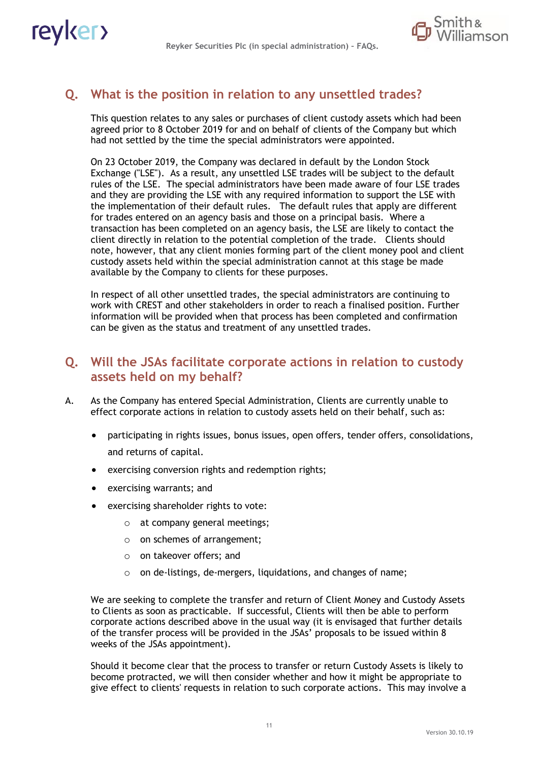## Q. What is the position in relation to any unsettled trades?

This question relates to any sales or purchases of client custody assets which had been agreed prior to 8 October 2019 for and on behalf of clients of the Company but which had not settled by the time the special administrators were appointed.

On 23 October 2019, the Company was declared in default by the London Stock Exchange ("LSE"). As a result, any unsettled LSE trades will be subject to the default rules of the LSE. The special administrators have been made aware of four LSE trades and they are providing the LSE with any required information to support the LSE with the implementation of their default rules. The default rules that apply are different for trades entered on an agency basis and those on a principal basis. Where a transaction has been completed on an agency basis, the LSE are likely to contact the client directly in relation to the potential completion of the trade. Clients should note, however, that any client monies forming part of the client money pool and client custody assets held within the special administration cannot at this stage be made available by the Company to clients for these purposes.

In respect of all other unsettled trades, the special administrators are continuing to work with CREST and other stakeholders in order to reach a finalised position. Further information will be provided when that process has been completed and confirmation can be given as the status and treatment of any unsettled trades.

## Q. Will the JSAs facilitate corporate actions in relation to custody assets held on my behalf?

A. As the Company has entered Special Administration, Clients are currently unable to effect corporate actions in relation to custody assets held on their behalf, such as:

- participating in rights issues, bonus issues, open offers, tender offers, consolidations, and returns of capital.
- exercising conversion rights and redemption rights;
- exercising warrants; and
- exercising shareholder rights to vote:
  - at company general meetings;
  - on schemes of arrangement;
  - on takeover offers; and
  - on de-listings, de-mergers, liquidations, and changes of name;

We are seeking to complete the transfer and return of Client Money and Custody Assets to Clients as soon as practicable. If successful, Clients will then be able to perform corporate actions described above in the usual way (it is envisaged that further details of the transfer process will be provided in the JSAs' proposals to be issued within 8 weeks of the JSAs appointment).

Should it become clear that the process to transfer or return Custody Assets is likely to become protracted, we will then consider whether and how it might be appropriate to give effect to clients' requests in relation to such corporate actions. This may involve a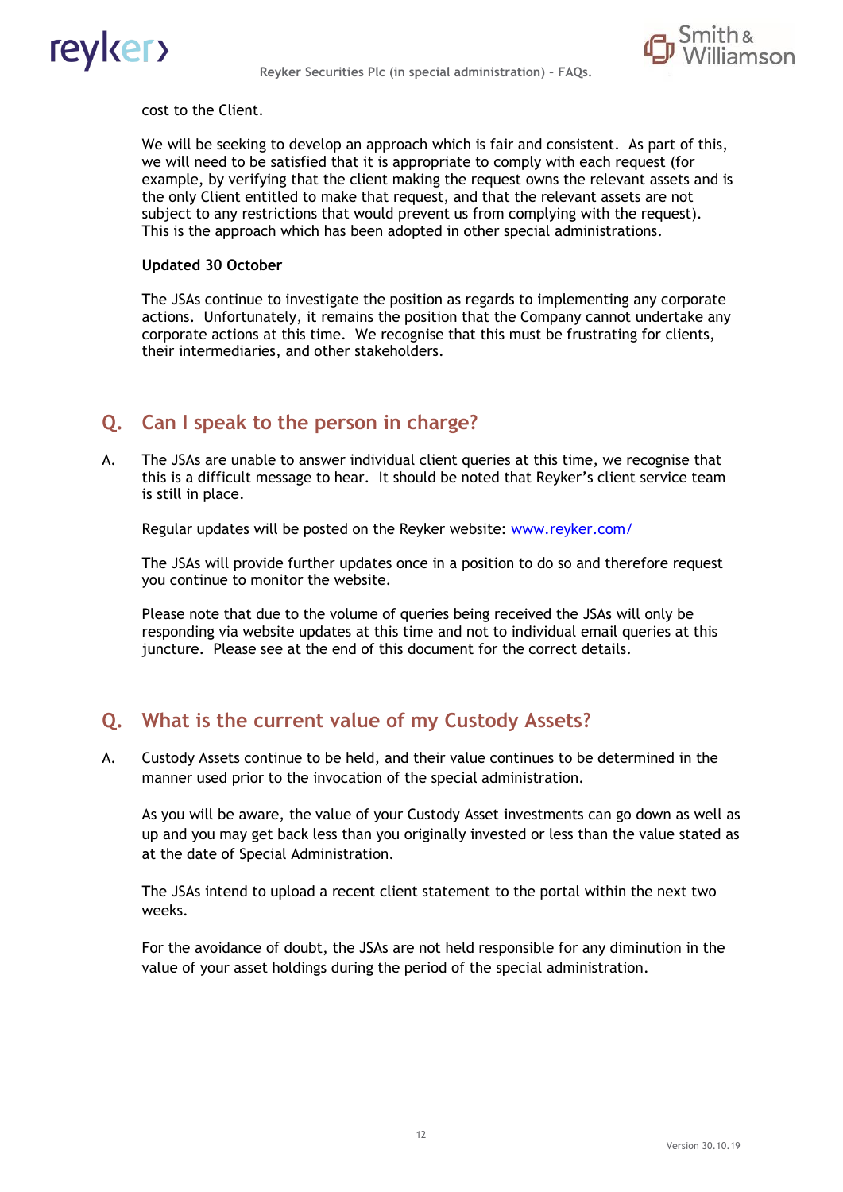cost to the Client.

We will be seeking to develop an approach which is fair and consistent. As part of this, we will need to be satisfied that it is appropriate to comply with each request (for example, by verifying that the client making the request owns the relevant assets and is the only Client entitled to make that request, and that the relevant assets are not subject to any restrictions that would prevent us from complying with the request). This is the approach which has been adopted in other special administrations.

**Updated 30 October**

The JSAs continue to investigate the position as regards to implementing any corporate actions. Unfortunately, it remains the position that the Company cannot undertake any corporate actions at this time. We recognise that this must be frustrating for clients, their intermediaries, and other stakeholders.

## Q. Can I speak to the person in charge?

A. The JSAs are unable to answer individual client queries at this time, we recognise that this is a difficult message to hear. It should be noted that Reyker's client service team is still in place.

Regular updates will be posted on the Reyker website: [www.reyker.com/](www.reyker.com/)

The JSAs will provide further updates once in a position to do so and therefore request you continue to monitor the website.

Please note that due to the volume of queries being received the JSAs will only be responding via website updates at this time and not to individual email queries at this juncture. Please see at the end of this document for the correct details.

## Q. What is the current value of my Custody Assets?

A. Custody Assets continue to be held, and their value continues to be determined in the manner used prior to the invocation of the special administration.

As you will be aware, the value of your Custody Asset investments can go down as well as up and you may get back less than you originally invested or less than the value stated as at the date of Special Administration.

The JSAs intend to upload a recent client statement to the portal within the next two weeks.

For the avoidance of doubt, the JSAs are not held responsible for any diminution in the value of your asset holdings during the period of the special administration.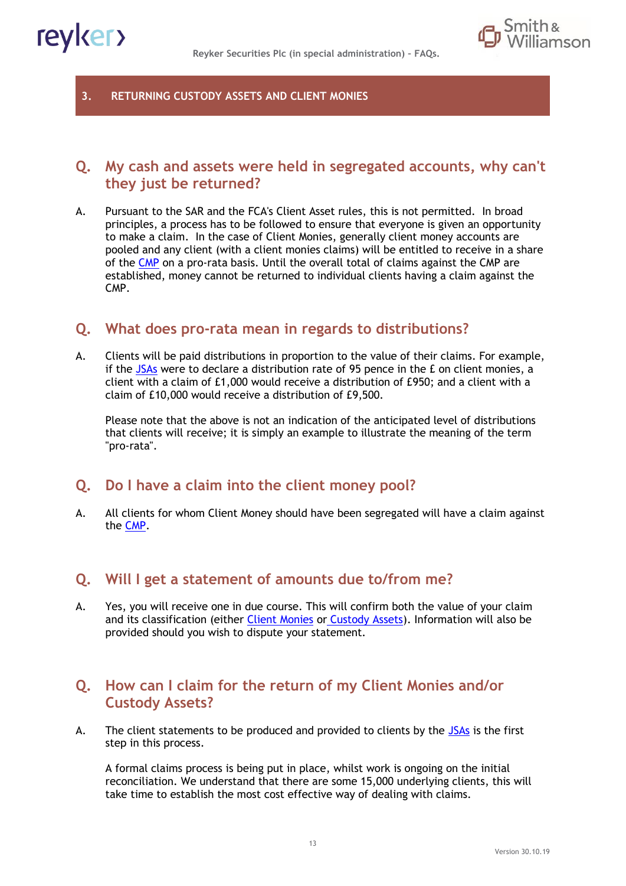## 3. RETURNING CUSTODY ASSETS AND CLIENT MONIES

### Q. My cash and assets were held in segregated accounts, why can't they just be returned?

A. Pursuant to the SAR and the FCA's Client Asset rules, this is not permitted. In broad principles, a process has to be followed to ensure that everyone is given an opportunity to make a claim. In the case of Client Monies, generally client money accounts are pooled and any client (with a client monies claims) will be entitled to receive in a share of the CMP on a pro-rata basis. Until the overall total of claims against the CMP are established, money cannot be returned to individual clients having a claim against the CMP.

### Q. What does pro-rata mean in regards to distributions?

A. Clients will be paid distributions in proportion to the value of their claims. For example, if the JSAs were to declare a distribution rate of 95 pence in the £ on client monies, a client with a claim of £1,000 would receive a distribution of £950; and a client with a claim of £10,000 would receive a distribution of £9,500.

Please note that the above is not an indication of the anticipated level of distributions that clients will receive; it is simply an example to illustrate the meaning of the term "pro-rata".

### Q. Do I have a claim into the client money pool?

A. All clients for whom Client Money should have been segregated will have a claim against the CMP.

### Q. Will I get a statement of amounts due to/from me?

A. Yes, you will receive one in due course. This will confirm both the value of your claim and its classification (either Client Monies or Custody Assets). Information will also be provided should you wish to dispute your statement.

### Q. How can I claim for the return of my Client Monies and/or Custody Assets?

A. The client statements to be produced and provided to clients by the JSAs is the first step in this process.

A formal claims process is being put in place, whilst work is ongoing on the initial reconciliation. We understand that there are some 15,000 underlying clients, this will take time to establish the most cost effective way of dealing with claims.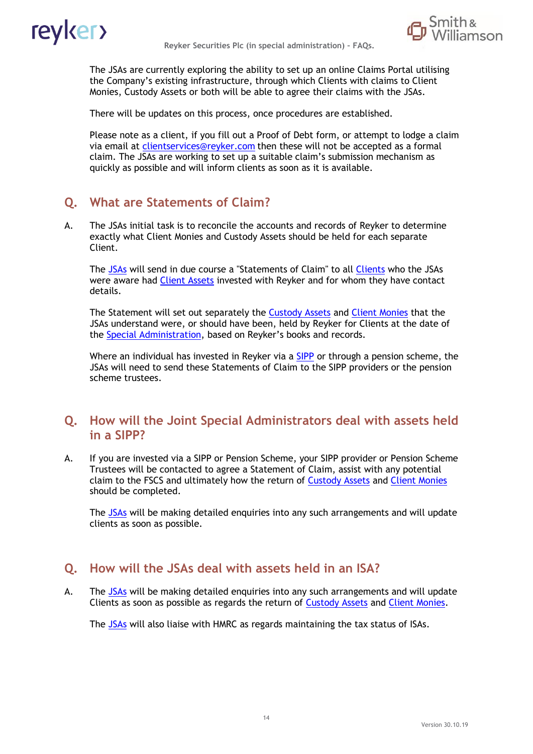The JSAs are currently exploring the ability to set up an online Claims Portal utilising the Company's existing infrastructure, through which Clients with claims to Client Monies, Custody Assets or both will be able to agree their claims with the JSAs.

There will be updates on this process, once procedures are established.

Please note as a client, if you fill out a Proof of Debt form, or attempt to lodge a claim via email at clientservices@reyker.com then these will not be accepted as a formal claim. The JSAs are working to set up a suitable claim's submission mechanism as quickly as possible and will inform clients as soon as it is available.

## Q. What are Statements of Claim?

A. The JSAs initial task is to reconcile the accounts and records of Reyker to determine exactly what Client Monies and Custody Assets should be held for each separate Client.

The JSAs will send in due course a "Statements of Claim" to all Clients who the JSAs were aware had Client Assets invested with Reyker and for whom they have contact details.

The Statement will set out separately the Custody Assets and Client Monies that the JSAs understand were, or should have been, held by Reyker for Clients at the date of the Special Administration, based on Reyker's books and records.

Where an individual has invested in Reyker via a SIPP or through a pension scheme, the JSAs will need to send these Statements of Claim to the SIPP providers or the pension scheme trustees.

## Q. How will the Joint Special Administrators deal with assets held in a SIPP?

A. If you are invested via a SIPP or Pension Scheme, your SIPP provider or Pension Scheme Trustees will be contacted to agree a Statement of Claim, assist with any potential claim to the FSCS and ultimately how the return of Custody Assets and Client Monies should be completed.

The JSAs will be making detailed enquiries into any such arrangements and will update clients as soon as possible.

## Q. How will the JSAs deal with assets held in an ISA?

A. The JSAs will be making detailed enquiries into any such arrangements and will update Clients as soon as possible as regards the return of Custody Assets and Client Monies.

The JSAs will also liaise with HMRC as regards maintaining the tax status of ISAs.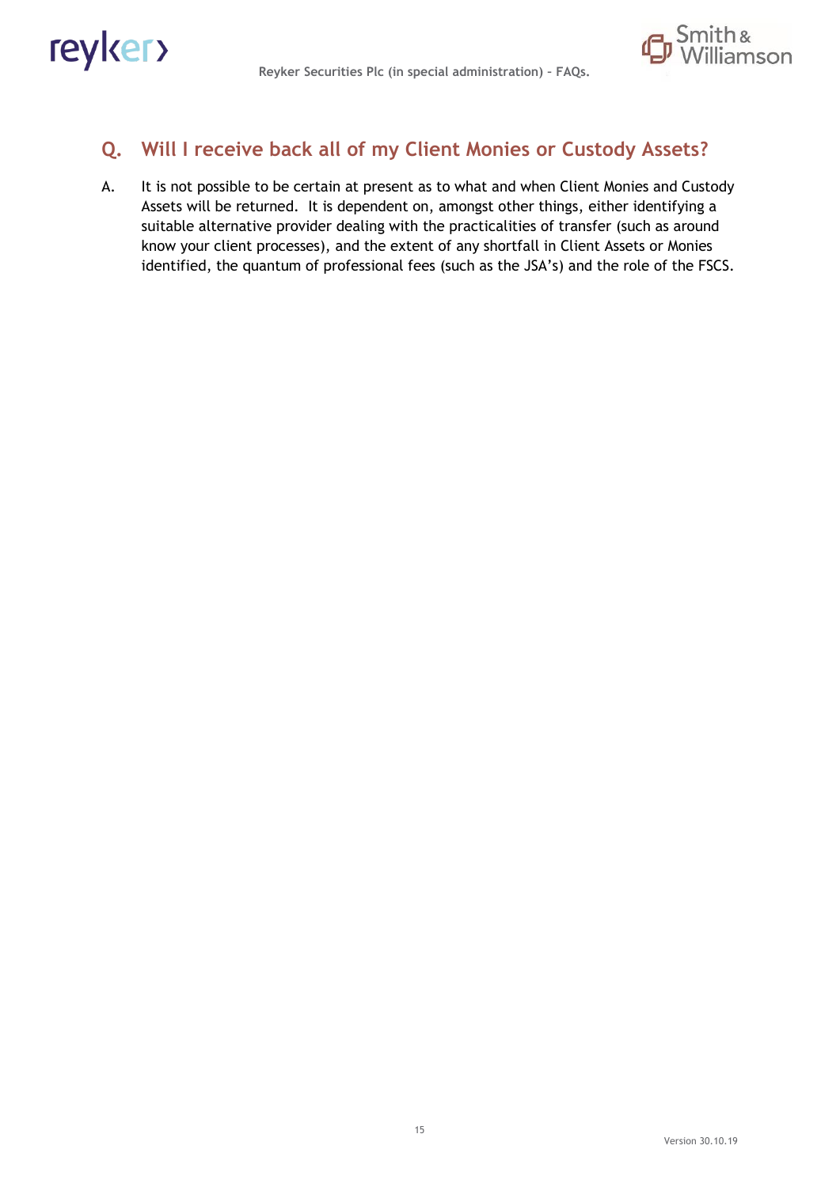## Q. Will I receive back all of my Client Monies or Custody Assets?

A. It is not possible to be certain at present as to what and when Client Monies and Custody Assets will be returned. It is dependent on, amongst other things, either identifying a suitable alternative provider dealing with the practicalities of transfer (such as around know your client processes), and the extent of any shortfall in Client Assets or Monies identified, the quantum of professional fees (such as the JSA's) and the role of the FSCS.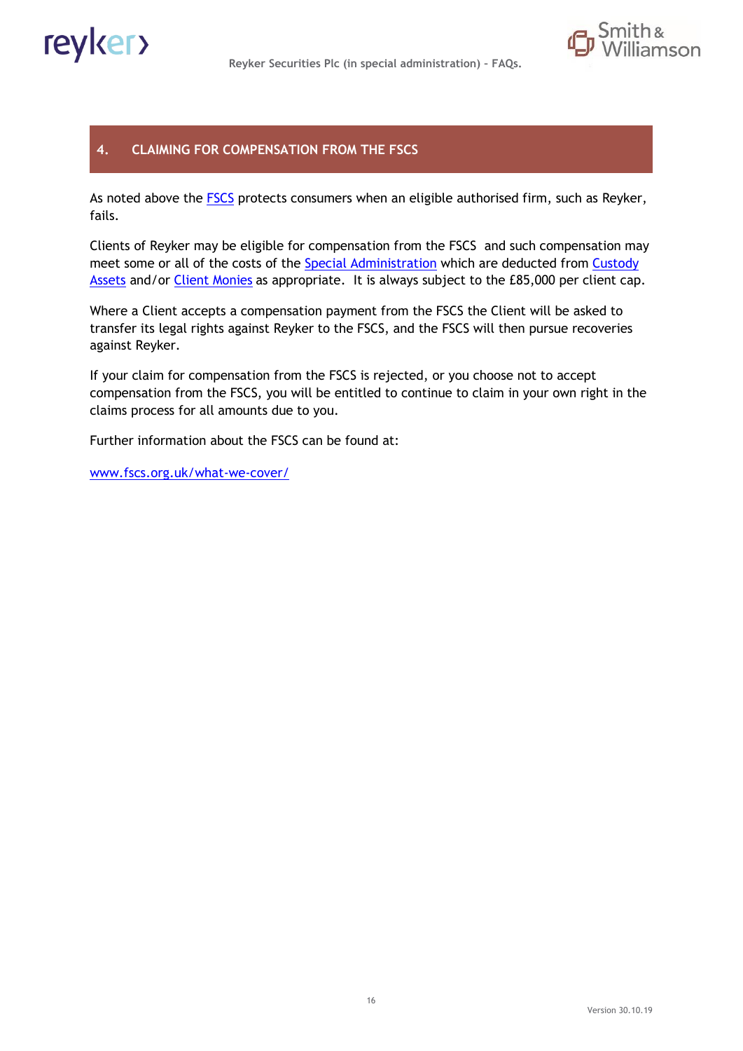## 4. CLAIMING FOR COMPENSATION FROM THE FSCS

As noted above the FSCS protects consumers when an eligible authorised firm, such as Reyker, fails.

Clients of Reyker may be eligible for compensation from the FSCS and such compensation may meet some or all of the costs of the Special Administration which are deducted from Custody Assets and/or Client Monies as appropriate. It is always subject to the £85,000 per client cap.

Where a Client accepts a compensation payment from the FSCS the Client will be asked to transfer its legal rights against Reyker to the FSCS, and the FSCS will then pursue recoveries against Reyker.

If your claim for compensation from the FSCS is rejected, or you choose not to accept compensation from the FSCS, you will be entitled to continue to claim in your own right in the claims process for all amounts due to you.

Further information about the FSCS can be found at:

www.fscs.org.uk/what-we-cover/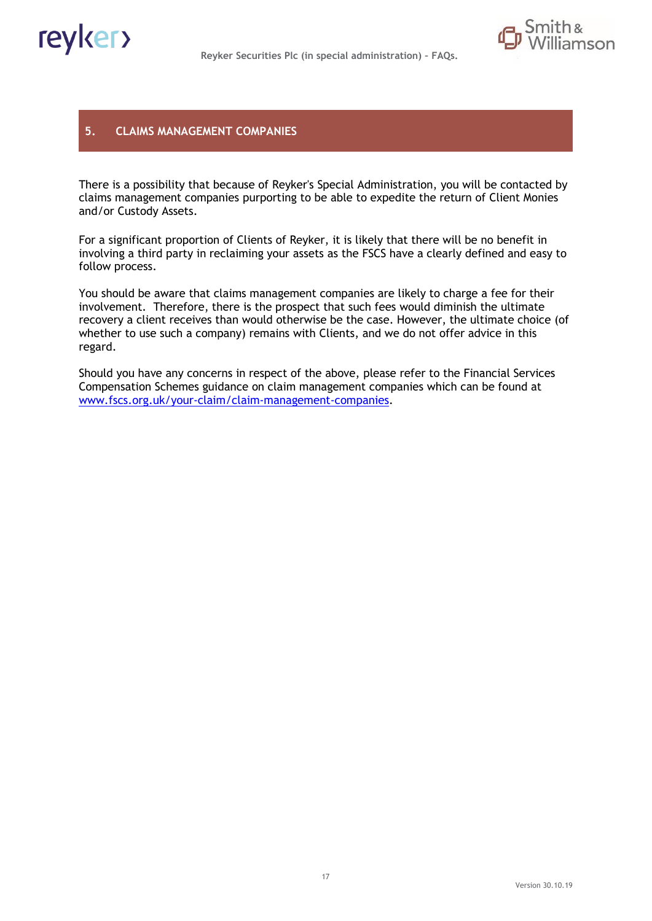## 5. CLAIMS MANAGEMENT COMPANIES

There is a possibility that because of Reyker's Special Administration, you will be contacted by claims management companies purporting to be able to expedite the return of Client Monies and/or Custody Assets.

For a significant proportion of Clients of Reyker, it is likely that there will be no benefit in involving a third party in reclaiming your assets as the FSCS have a clearly defined and easy to follow process.

You should be aware that claims management companies are likely to charge a fee for their involvement. Therefore, there is the prospect that such fees would diminish the ultimate recovery a client receives than would otherwise be the case. However, the ultimate choice (of whether to use such a company) remains with Clients, and we do not offer advice in this regard.

Should you have any concerns in respect of the above, please refer to the Financial Services Compensation Schemes guidance on claim management companies which can be found at [www.fscs.org.uk/your-claim/claim-management-companies](http://www.fscs.org.uk/your-claim/claim-management-companies).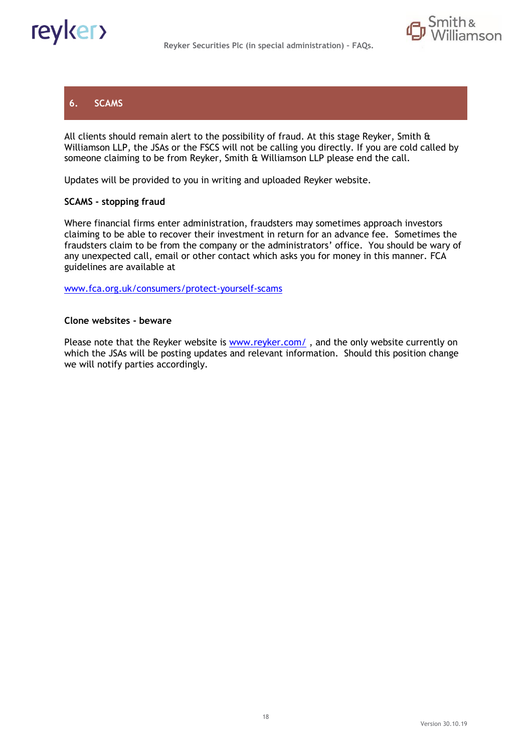## 6. SCAMS

All clients should remain alert to the possibility of fraud. At this stage Reyker, Smith & Williamson LLP, the JSAs or the FSCS will not be calling you directly. If you are cold called by someone claiming to be from Reyker, Smith & Williamson LLP please end the call.

Updates will be provided to you in writing and uploaded Reyker website.

**SCAMS - stopping fraud**

Where financial firms enter administration, fraudsters may sometimes approach investors claiming to be able to recover their investment in return for an advance fee. Sometimes the fraudsters claim to be from the company or the administrators' office. You should be wary of any unexpected call, email or other contact which asks you for money in this manner. FCA guidelines are available at

www.fca.org.uk/consumers/protect-yourself-scams

**Clone websites - beware**

Please note that the Reyker website is www.reyker.com/ , and the only website currently on which the JSAs will be posting updates and relevant information. Should this position change we will notify parties accordingly.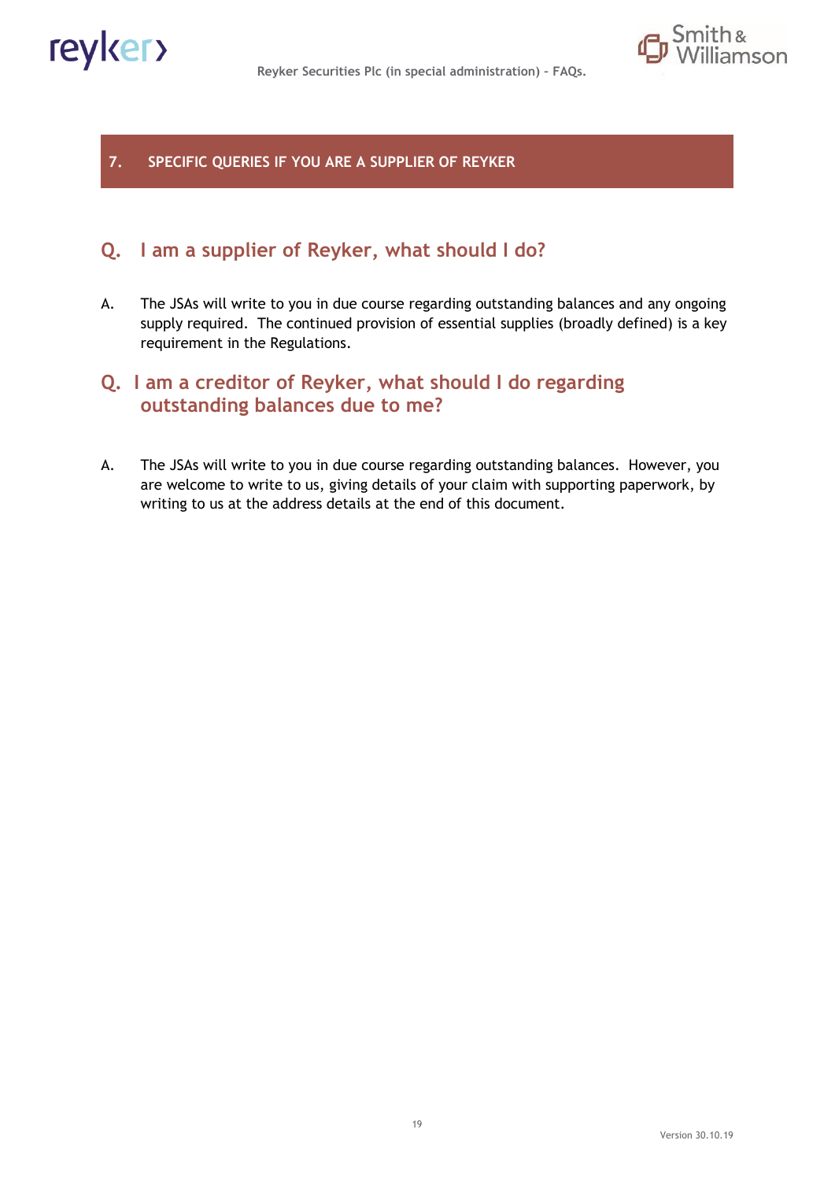## 7. SPECIFIC QUERIES IF YOU ARE A SUPPLIER OF REYKER

### Q. I am a supplier of Reyker, what should I do?

A. The JSAs will write to you in due course regarding outstanding balances and any ongoing supply required. The continued provision of essential supplies (broadly defined) is a key requirement in the Regulations.

### Q. I am a creditor of Reyker, what should I do regarding outstanding balances due to me?

A. The JSAs will write to you in due course regarding outstanding balances. However, you are welcome to write to us, giving details of your claim with supporting paperwork, by writing to us at the address details at the end of this document.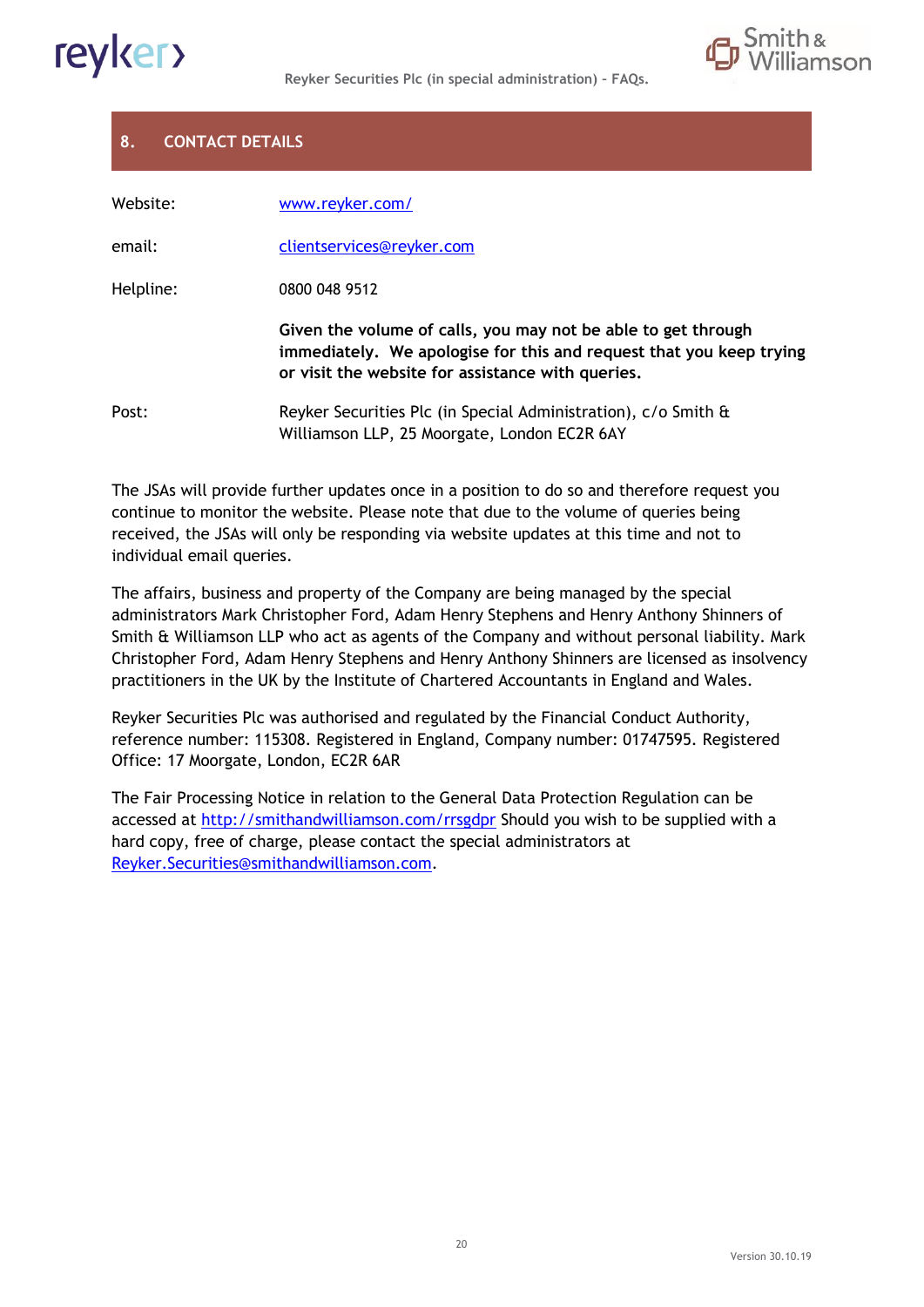## 8. CONTACT DETAILS

| | |
|---|---|
| Website: | www.reyker.com/ |
| email: | clientservices@reyker.com |
| Helpline: | 0800 048 9512 |
| | **Given the volume of calls, you may not be able to get through immediately. We apologise for this and request that you keep trying or visit the website for assistance with queries.** |
| Post: | Reyker Securities Plc (in Special Administration), c/o Smith & Williamson LLP, 25 Moorgate, London EC2R 6AY |

The JSAs will provide further updates once in a position to do so and therefore request you continue to monitor the website. Please note that due to the volume of queries being received, the JSAs will only be responding via website updates at this time and not to individual email queries.

The affairs, business and property of the Company are being managed by the special administrators Mark Christopher Ford, Adam Henry Stephens and Henry Anthony Shinners of Smith & Williamson LLP who act as agents of the Company and without personal liability. Mark Christopher Ford, Adam Henry Stephens and Henry Anthony Shinners are licensed as insolvency practitioners in the UK by the Institute of Chartered Accountants in England and Wales.

Reyker Securities Plc was authorised and regulated by the Financial Conduct Authority, reference number: 115308. Registered in England, Company number: 01747595. Registered Office: 17 Moorgate, London, EC2R 6AR

The Fair Processing Notice in relation to the General Data Protection Regulation can be accessed at http://smithandwilliamson.com/rrsgdpr Should you wish to be supplied with a hard copy, free of charge, please contact the special administrators at Reyker.Securities@smithandwilliamson.com.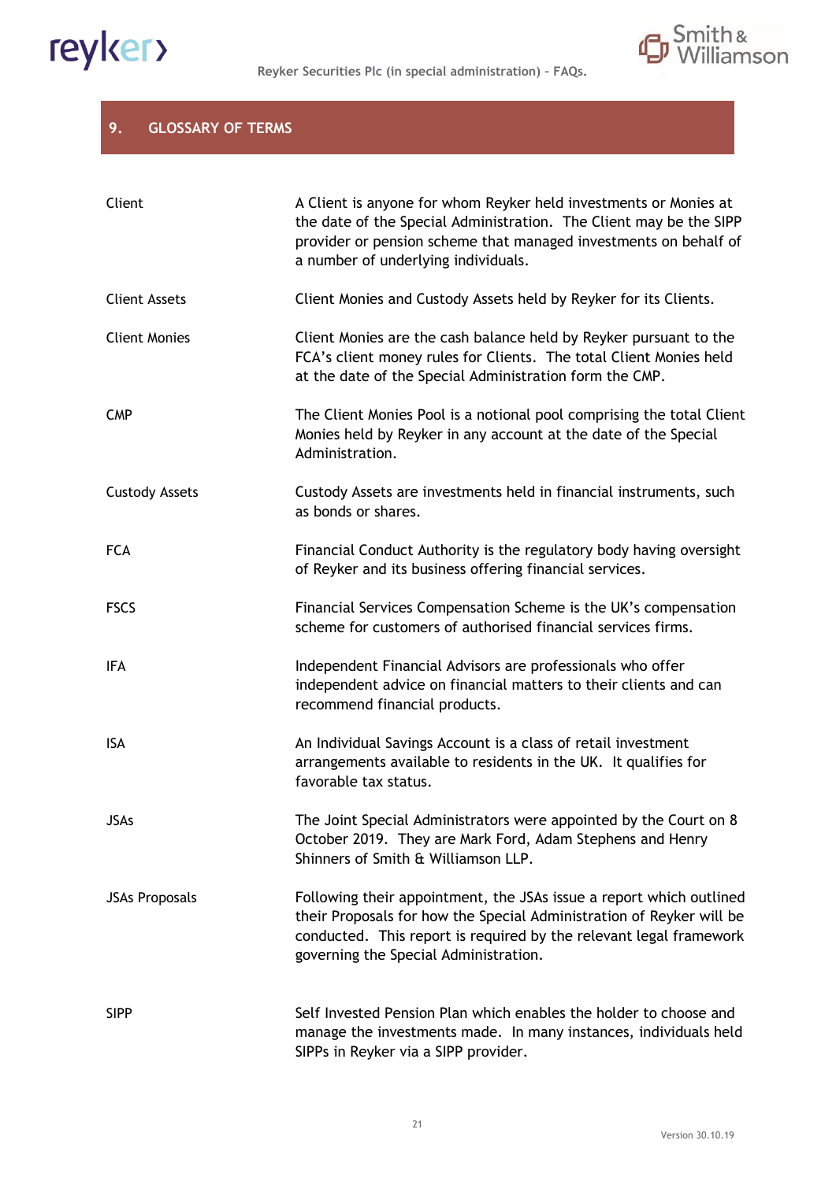## 9. GLOSSARY OF TERMS

| | |
|---|---|
| Client | A Client is anyone for whom Reyker held investments or Monies at the date of the Special Administration. The Client may be the SIPP provider or pension scheme that managed investments on behalf of a number of underlying individuals. |
| Client Assets | Client Monies and Custody Assets held by Reyker for its Clients. |
| Client Monies | Client Monies are the cash balance held by Reyker pursuant to the FCA's client money rules for Clients. The total Client Monies held at the date of the Special Administration form the CMP. |
| CMP | The Client Monies Pool is a notional pool comprising the total Client Monies held by Reyker in any account at the date of the Special Administration. |
| Custody Assets | Custody Assets are investments held in financial instruments, such as bonds or shares. |
| FCA | Financial Conduct Authority is the regulatory body having oversight of Reyker and its business offering financial services. |
| FSCS | Financial Services Compensation Scheme is the UK's compensation scheme for customers of authorised financial services firms. |
| IFA | Independent Financial Advisors are professionals who offer independent advice on financial matters to their clients and can recommend financial products. |
| ISA | An Individual Savings Account is a class of retail investment arrangements available to residents in the UK. It qualifies for favorable tax status. |
| JSAs | The Joint Special Administrators were appointed by the Court on 8 October 2019. They are Mark Ford, Adam Stephens and Henry Shinners of Smith & Williamson LLP. |
| JSAs Proposals | Following their appointment, the JSAs issue a report which outlined their Proposals for how the Special Administration of Reyker will be conducted. This report is required by the relevant legal framework governing the Special Administration. |
| SIPP | Self Invested Pension Plan which enables the holder to choose and manage the investments made. In many instances, individuals held SIPPs in Reyker via a SIPP provider. |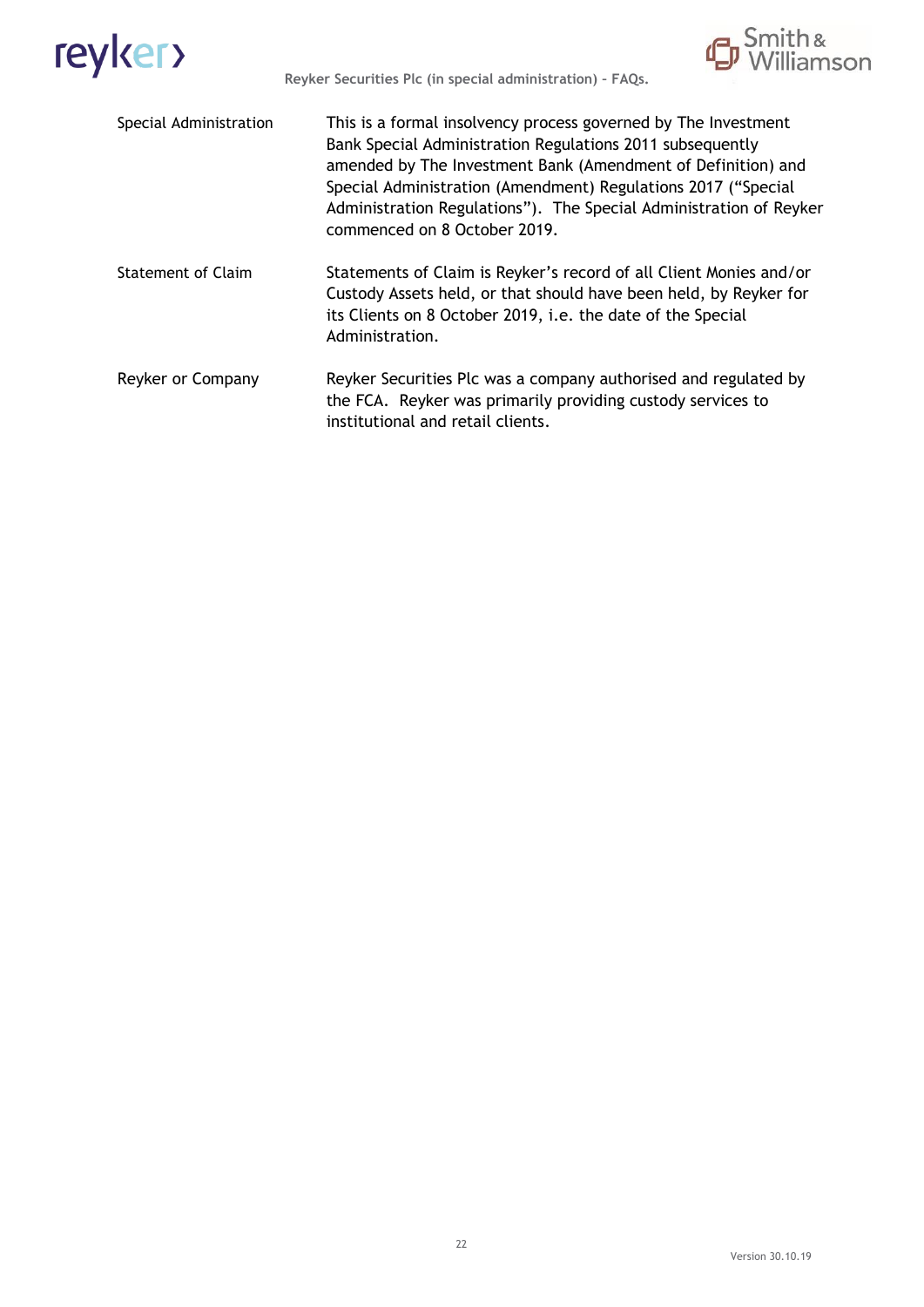| | |
|---|---|
| Special Administration | This is a formal insolvency process governed by The Investment Bank Special Administration Regulations 2011 subsequently amended by The Investment Bank (Amendment of Definition) and Special Administration (Amendment) Regulations 2017 ("Special Administration Regulations"). The Special Administration of Reyker commenced on 8 October 2019. |
| Statement of Claim | Statements of Claim is Reyker's record of all Client Monies and/or Custody Assets held, or that should have been held, by Reyker for its Clients on 8 October 2019, i.e. the date of the Special Administration. |
| Reyker or Company | Reyker Securities Plc was a company authorised and regulated by the FCA. Reyker was primarily providing custody services to institutional and retail clients. |